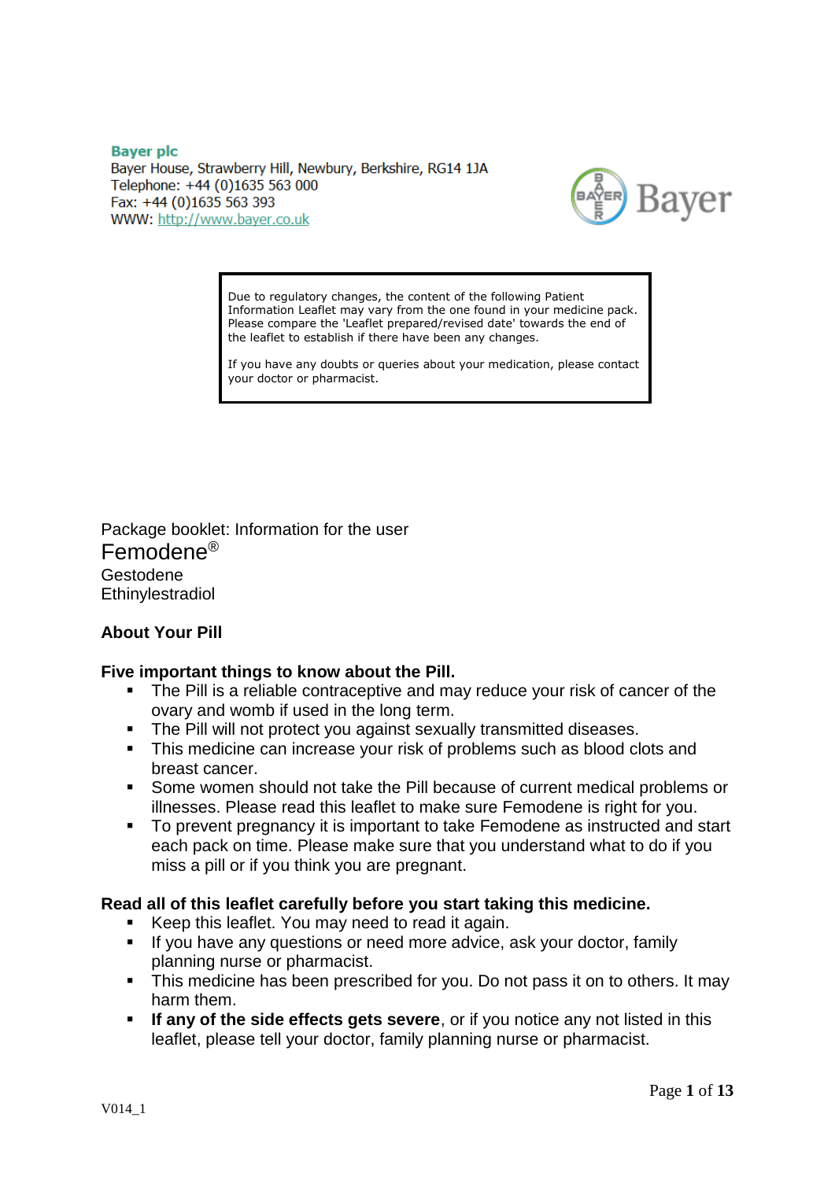**Bayer plc**
Bayer House, Strawberry Hill, Newbury, Berkshire, RG14 1JA
Telephone: +44 (0)1635 563 000
Fax: +44 (0)1635 563 393
WWW: http://www.bayer.co.uk

Bayer

> Due to regulatory changes, the content of the following Patient Information Leaflet may vary from the one found in your medicine pack. Please compare the 'Leaflet prepared/revised date' towards the end of the leaflet to establish if there have been any changes.
>
> If you have any doubts or queries about your medication, please contact your doctor or pharmacist.

Package booklet: Information for the user

# Femodene®

Gestodene
Ethinylestradiol

## About Your Pill

### Five important things to know about the Pill.

- The Pill is a reliable contraceptive and may reduce your risk of cancer of the ovary and womb if used in the long term.
- The Pill will not protect you against sexually transmitted diseases.
- This medicine can increase your risk of problems such as blood clots and breast cancer.
- Some women should not take the Pill because of current medical problems or illnesses. Please read this leaflet to make sure Femodene is right for you.
- To prevent pregnancy it is important to take Femodene as instructed and start each pack on time. Please make sure that you understand what to do if you miss a pill or if you think you are pregnant.

### Read all of this leaflet carefully before you start taking this medicine.

- Keep this leaflet. You may need to read it again.
- If you have any questions or need more advice, ask your doctor, family planning nurse or pharmacist.
- This medicine has been prescribed for you. Do not pass it on to others. It may harm them.
- **If any of the side effects gets severe**, or if you notice any not listed in this leaflet, please tell your doctor, family planning nurse or pharmacist.

V014_1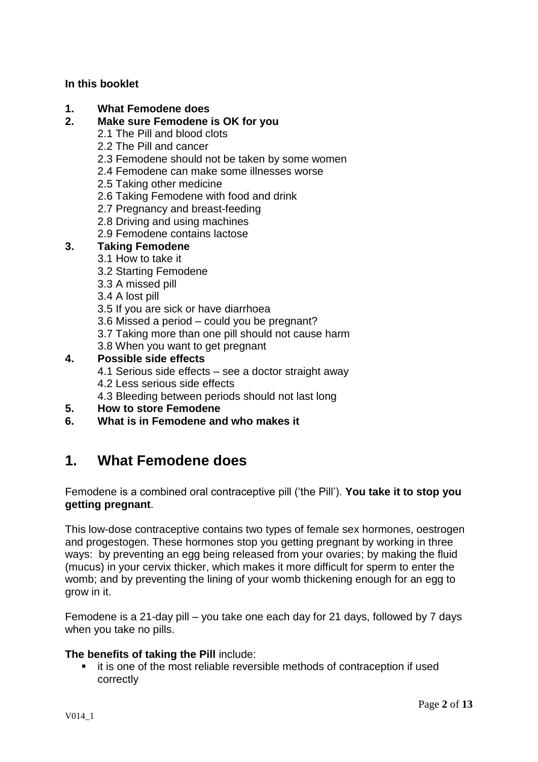**In this booklet**

1. **What Femodene does**
2. **Make sure Femodene is OK for you**
   - 2.1 The Pill and blood clots
   - 2.2 The Pill and cancer
   - 2.3 Femodene should not be taken by some women
   - 2.4 Femodene can make some illnesses worse
   - 2.5 Taking other medicine
   - 2.6 Taking Femodene with food and drink
   - 2.7 Pregnancy and breast-feeding
   - 2.8 Driving and using machines
   - 2.9 Femodene contains lactose
3. **Taking Femodene**
   - 3.1 How to take it
   - 3.2 Starting Femodene
   - 3.3 A missed pill
   - 3.4 A lost pill
   - 3.5 If you are sick or have diarrhoea
   - 3.6 Missed a period – could you be pregnant?
   - 3.7 Taking more than one pill should not cause harm
   - 3.8 When you want to get pregnant
4. **Possible side effects**
   - 4.1 Serious side effects – see a doctor straight away
   - 4.2 Less serious side effects
   - 4.3 Bleeding between periods should not last long
5. **How to store Femodene**
6. **What is in Femodene and who makes it**

# 1. What Femodene does

Femodene is a combined oral contraceptive pill ('the Pill'). **You take it to stop you getting pregnant**.

This low-dose contraceptive contains two types of female sex hormones, oestrogen and progestogen. These hormones stop you getting pregnant by working in three ways: by preventing an egg being released from your ovaries; by making the fluid (mucus) in your cervix thicker, which makes it more difficult for sperm to enter the womb; and by preventing the lining of your womb thickening enough for an egg to grow in it.

Femodene is a 21-day pill – you take one each day for 21 days, followed by 7 days when you take no pills.

**The benefits of taking the Pill** include:

- it is one of the most reliable reversible methods of contraception if used correctly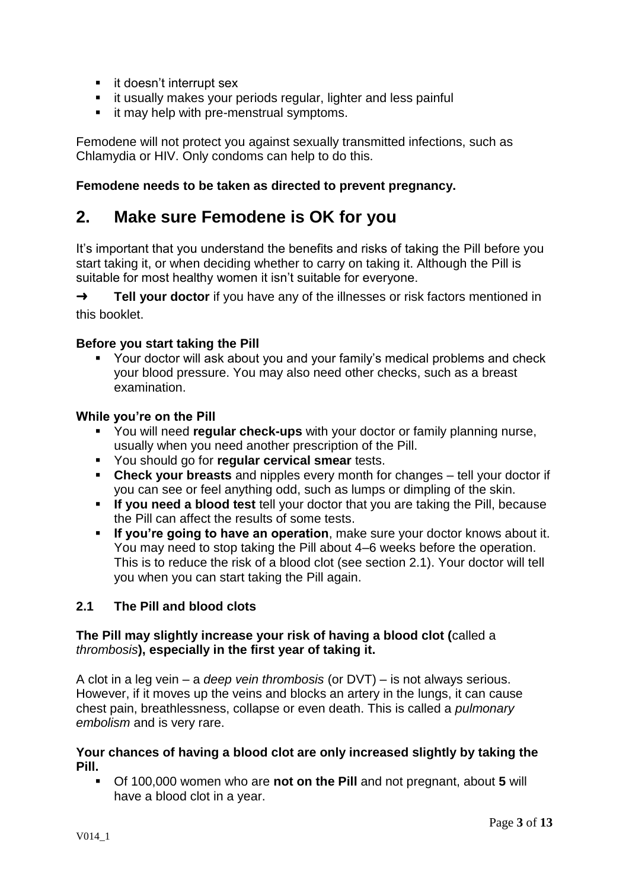- it doesn't interrupt sex
- it usually makes your periods regular, lighter and less painful
- it may help with pre-menstrual symptoms.

Femodene will not protect you against sexually transmitted infections, such as Chlamydia or HIV. Only condoms can help to do this.

**Femodene needs to be taken as directed to prevent pregnancy.**

## 2. Make sure Femodene is OK for you

It's important that you understand the benefits and risks of taking the Pill before you start taking it, or when deciding whether to carry on taking it. Although the Pill is suitable for most healthy women it isn't suitable for everyone.

→ **Tell your doctor** if you have any of the illnesses or risk factors mentioned in this booklet.

**Before you start taking the Pill**

- Your doctor will ask about you and your family's medical problems and check your blood pressure. You may also need other checks, such as a breast examination.

**While you're on the Pill**

- You will need **regular check-ups** with your doctor or family planning nurse, usually when you need another prescription of the Pill.
- You should go for **regular cervical smear** tests.
- **Check your breasts** and nipples every month for changes – tell your doctor if you can see or feel anything odd, such as lumps or dimpling of the skin.
- **If you need a blood test** tell your doctor that you are taking the Pill, because the Pill can affect the results of some tests.
- **If you're going to have an operation**, make sure your doctor knows about it. You may need to stop taking the Pill about 4–6 weeks before the operation. This is to reduce the risk of a blood clot (see section 2.1). Your doctor will tell you when you can start taking the Pill again.

### 2.1 The Pill and blood clots

**The Pill may slightly increase your risk of having a blood clot (**called a *thrombosis***), especially in the first year of taking it.**

A clot in a leg vein – a *deep vein thrombosis* (or DVT) – is not always serious. However, if it moves up the veins and blocks an artery in the lungs, it can cause chest pain, breathlessness, collapse or even death. This is called a *pulmonary embolism* and is very rare.

**Your chances of having a blood clot are only increased slightly by taking the Pill.**

- Of 100,000 women who are **not on the Pill** and not pregnant, about **5** will have a blood clot in a year.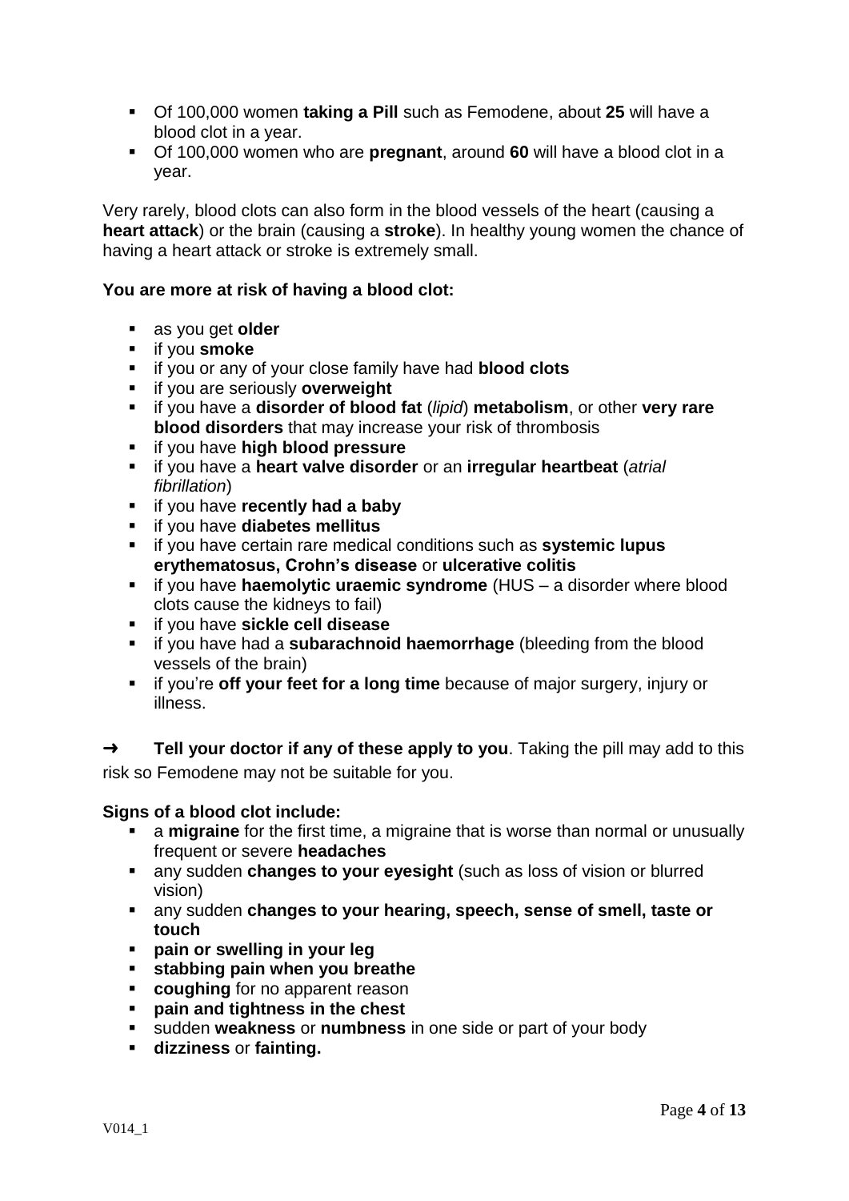- Of 100,000 women **taking a Pill** such as Femodene, about **25** will have a blood clot in a year.
- Of 100,000 women who are **pregnant**, around **60** will have a blood clot in a year.

Very rarely, blood clots can also form in the blood vessels of the heart (causing a **heart attack**) or the brain (causing a **stroke**). In healthy young women the chance of having a heart attack or stroke is extremely small.

**You are more at risk of having a blood clot:**

- as you get **older**
- if you **smoke**
- if you or any of your close family have had **blood clots**
- if you are seriously **overweight**
- if you have a **disorder of blood fat** (*lipid*) **metabolism**, or other **very rare blood disorders** that may increase your risk of thrombosis
- if you have **high blood pressure**
- if you have a **heart valve disorder** or an **irregular heartbeat** (*atrial fibrillation*)
- if you have **recently had a baby**
- if you have **diabetes mellitus**
- if you have certain rare medical conditions such as **systemic lupus erythematosus, Crohn's disease** or **ulcerative colitis**
- if you have **haemolytic uraemic syndrome** (HUS – a disorder where blood clots cause the kidneys to fail)
- if you have **sickle cell disease**
- if you have had a **subarachnoid haemorrhage** (bleeding from the blood vessels of the brain)
- if you're **off your feet for a long time** because of major surgery, injury or illness.

➜ **Tell your doctor if any of these apply to you**. Taking the pill may add to this risk so Femodene may not be suitable for you.

**Signs of a blood clot include:**

- a **migraine** for the first time, a migraine that is worse than normal or unusually frequent or severe **headaches**
- any sudden **changes to your eyesight** (such as loss of vision or blurred vision)
- any sudden **changes to your hearing, speech, sense of smell, taste or touch**
- **pain or swelling in your leg**
- **stabbing pain when you breathe**
- **coughing** for no apparent reason
- **pain and tightness in the chest**
- sudden **weakness** or **numbness** in one side or part of your body
- **dizziness** or **fainting.**

V014_1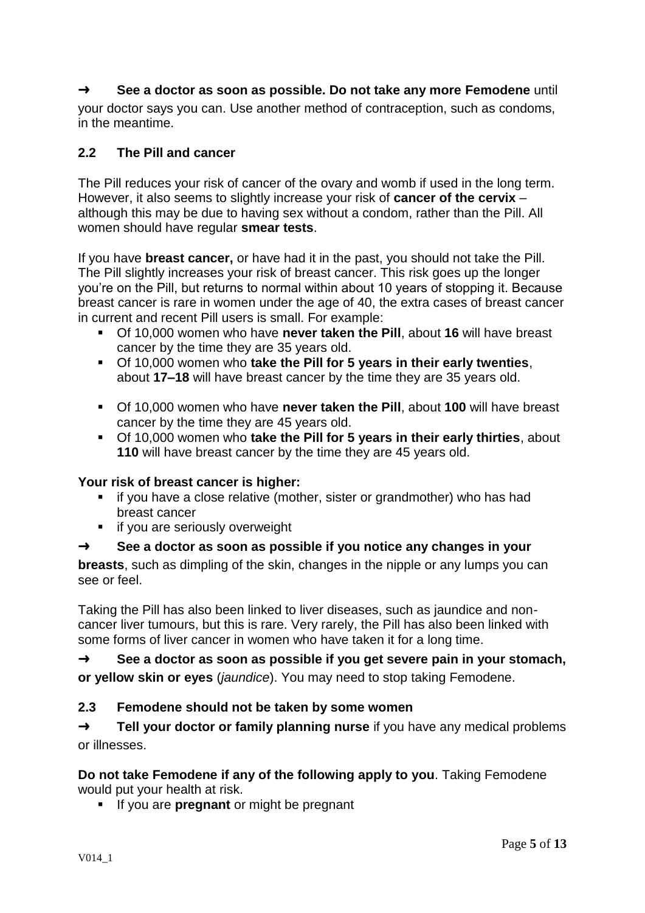➜ **See a doctor as soon as possible. Do not take any more Femodene** until your doctor says you can. Use another method of contraception, such as condoms, in the meantime.

## 2.2 The Pill and cancer

The Pill reduces your risk of cancer of the ovary and womb if used in the long term. However, it also seems to slightly increase your risk of **cancer of the cervix** – although this may be due to having sex without a condom, rather than the Pill. All women should have regular **smear tests**.

If you have **breast cancer,** or have had it in the past, you should not take the Pill. The Pill slightly increases your risk of breast cancer. This risk goes up the longer you're on the Pill, but returns to normal within about 10 years of stopping it. Because breast cancer is rare in women under the age of 40, the extra cases of breast cancer in current and recent Pill users is small. For example:

- Of 10,000 women who have **never taken the Pill**, about **16** will have breast cancer by the time they are 35 years old.
- Of 10,000 women who **take the Pill for 5 years in their early twenties**, about **17–18** will have breast cancer by the time they are 35 years old.

- Of 10,000 women who have **never taken the Pill**, about **100** will have breast cancer by the time they are 45 years old.
- Of 10,000 women who **take the Pill for 5 years in their early thirties**, about **110** will have breast cancer by the time they are 45 years old.

**Your risk of breast cancer is higher:**

- if you have a close relative (mother, sister or grandmother) who has had breast cancer
- if you are seriously overweight

➜ **See a doctor as soon as possible if you notice any changes in your breasts**, such as dimpling of the skin, changes in the nipple or any lumps you can see or feel.

Taking the Pill has also been linked to liver diseases, such as jaundice and non-cancer liver tumours, but this is rare. Very rarely, the Pill has also been linked with some forms of liver cancer in women who have taken it for a long time.

➜ **See a doctor as soon as possible if you get severe pain in your stomach, or yellow skin or eyes** (*jaundice*). You may need to stop taking Femodene.

## 2.3 Femodene should not be taken by some women

➜ **Tell your doctor or family planning nurse** if you have any medical problems or illnesses.

**Do not take Femodene if any of the following apply to you**. Taking Femodene would put your health at risk.

- If you are **pregnant** or might be pregnant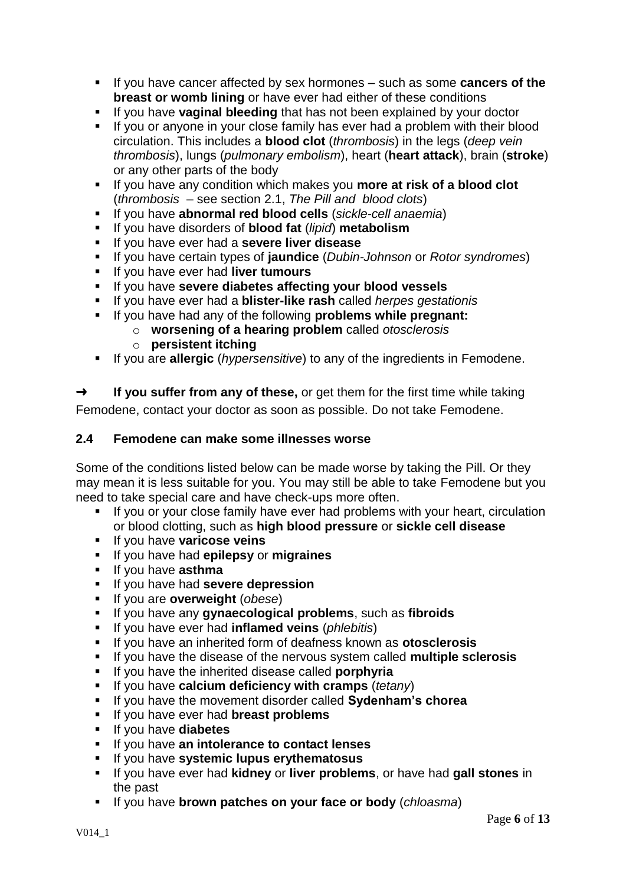- If you have cancer affected by sex hormones – such as some **cancers of the breast or womb lining** or have ever had either of these conditions
- If you have **vaginal bleeding** that has not been explained by your doctor
- If you or anyone in your close family has ever had a problem with their blood circulation. This includes a **blood clot** (*thrombosis*) in the legs (*deep vein thrombosis*), lungs (*pulmonary embolism*), heart (**heart attack**), brain (**stroke**) or any other parts of the body
- If you have any condition which makes you **more at risk of a blood clot** (*thrombosis* – see section 2.1, *The Pill and blood clots*)
- If you have **abnormal red blood cells** (*sickle-cell anaemia*)
- If you have disorders of **blood fat** (*lipid*) **metabolism**
- If you have ever had a **severe liver disease**
- If you have certain types of **jaundice** (*Dubin-Johnson* or *Rotor syndromes*)
- If you have ever had **liver tumours**
- If you have **severe diabetes affecting your blood vessels**
- If you have ever had a **blister-like rash** called *herpes gestationis*
- If you have had any of the following **problems while pregnant:**
  - **worsening of a hearing problem** called *otosclerosis*
  - **persistent itching**
- If you are **allergic** (*hypersensitive*) to any of the ingredients in Femodene.

➜ **If you suffer from any of these,** or get them for the first time while taking Femodene, contact your doctor as soon as possible. Do not take Femodene.

### 2.4 Femodene can make some illnesses worse

Some of the conditions listed below can be made worse by taking the Pill. Or they may mean it is less suitable for you. You may still be able to take Femodene but you need to take special care and have check-ups more often.

- If you or your close family have ever had problems with your heart, circulation or blood clotting, such as **high blood pressure** or **sickle cell disease**
- If you have **varicose veins**
- If you have had **epilepsy** or **migraines**
- If you have **asthma**
- If you have had **severe depression**
- If you are **overweight** (*obese*)
- If you have any **gynaecological problems**, such as **fibroids**
- If you have ever had **inflamed veins** (*phlebitis*)
- If you have an inherited form of deafness known as **otosclerosis**
- If you have the disease of the nervous system called **multiple sclerosis**
- If you have the inherited disease called **porphyria**
- If you have **calcium deficiency with cramps** (*tetany*)
- If you have the movement disorder called **Sydenham's chorea**
- If you have ever had **breast problems**
- If you have **diabetes**
- If you have **an intolerance to contact lenses**
- If you have **systemic lupus erythematosus**
- If you have ever had **kidney** or **liver problems**, or have had **gall stones** in the past
- If you have **brown patches on your face or body** (*chloasma*)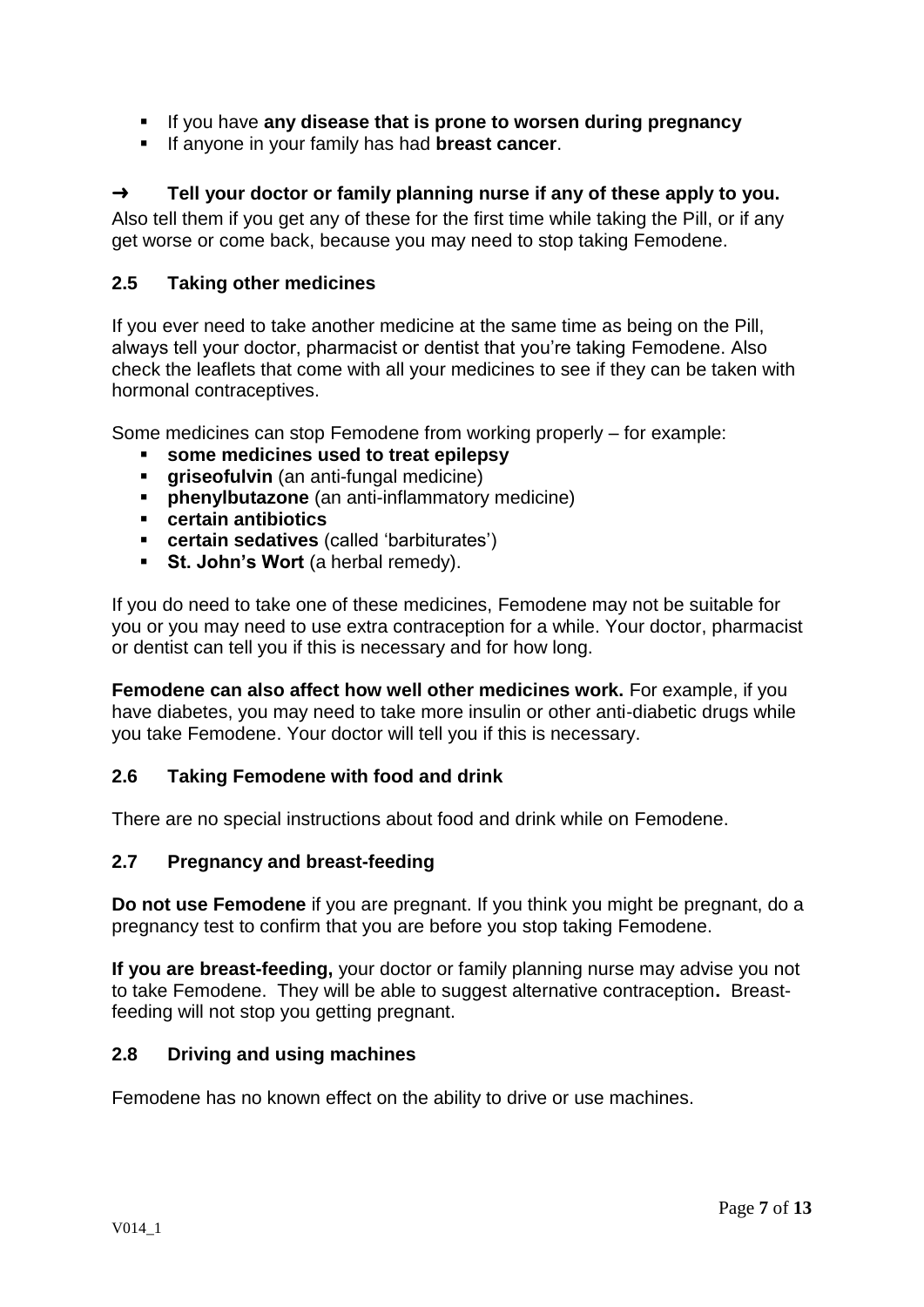- If you have **any disease that is prone to worsen during pregnancy**
- If anyone in your family has had **breast cancer**.

**➜ Tell your doctor or family planning nurse if any of these apply to you.**

Also tell them if you get any of these for the first time while taking the Pill, or if any get worse or come back, because you may need to stop taking Femodene.

### 2.5 Taking other medicines

If you ever need to take another medicine at the same time as being on the Pill, always tell your doctor, pharmacist or dentist that you're taking Femodene. Also check the leaflets that come with all your medicines to see if they can be taken with hormonal contraceptives.

Some medicines can stop Femodene from working properly – for example:

- **some medicines used to treat epilepsy**
- **griseofulvin** (an anti-fungal medicine)
- **phenylbutazone** (an anti-inflammatory medicine)
- **certain antibiotics**
- **certain sedatives** (called 'barbiturates')
- **St. John's Wort** (a herbal remedy).

If you do need to take one of these medicines, Femodene may not be suitable for you or you may need to use extra contraception for a while. Your doctor, pharmacist or dentist can tell you if this is necessary and for how long.

**Femodene can also affect how well other medicines work.** For example, if you have diabetes, you may need to take more insulin or other anti-diabetic drugs while you take Femodene. Your doctor will tell you if this is necessary.

### 2.6 Taking Femodene with food and drink

There are no special instructions about food and drink while on Femodene.

### 2.7 Pregnancy and breast-feeding

**Do not use Femodene** if you are pregnant. If you think you might be pregnant, do a pregnancy test to confirm that you are before you stop taking Femodene.

**If you are breast-feeding,** your doctor or family planning nurse may advise you not to take Femodene. They will be able to suggest alternative contraception**.** Breast-feeding will not stop you getting pregnant.

### 2.8 Driving and using machines

Femodene has no known effect on the ability to drive or use machines.

V014_1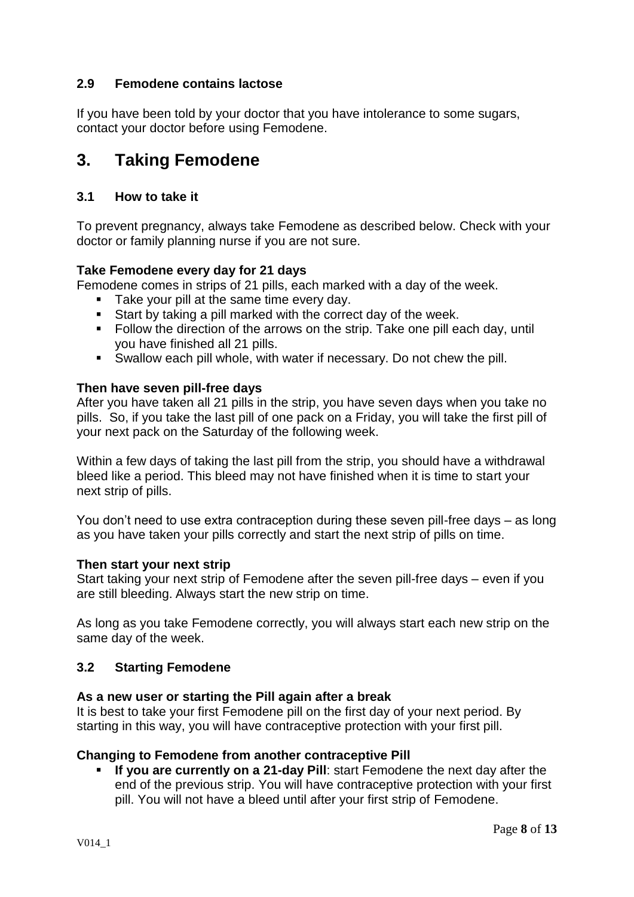### 2.9 Femodene contains lactose

If you have been told by your doctor that you have intolerance to some sugars, contact your doctor before using Femodene.

## 3. Taking Femodene

### 3.1 How to take it

To prevent pregnancy, always take Femodene as described below. Check with your doctor or family planning nurse if you are not sure.

**Take Femodene every day for 21 days**

Femodene comes in strips of 21 pills, each marked with a day of the week.

- Take your pill at the same time every day.
- Start by taking a pill marked with the correct day of the week.
- Follow the direction of the arrows on the strip. Take one pill each day, until you have finished all 21 pills.
- Swallow each pill whole, with water if necessary. Do not chew the pill.

**Then have seven pill-free days**

After you have taken all 21 pills in the strip, you have seven days when you take no pills. So, if you take the last pill of one pack on a Friday, you will take the first pill of your next pack on the Saturday of the following week.

Within a few days of taking the last pill from the strip, you should have a withdrawal bleed like a period. This bleed may not have finished when it is time to start your next strip of pills.

You don't need to use extra contraception during these seven pill-free days – as long as you have taken your pills correctly and start the next strip of pills on time.

**Then start your next strip**

Start taking your next strip of Femodene after the seven pill-free days – even if you are still bleeding. Always start the new strip on time.

As long as you take Femodene correctly, you will always start each new strip on the same day of the week.

### 3.2 Starting Femodene

**As a new user or starting the Pill again after a break**

It is best to take your first Femodene pill on the first day of your next period. By starting in this way, you will have contraceptive protection with your first pill.

**Changing to Femodene from another contraceptive Pill**

- **If you are currently on a 21-day Pill**: start Femodene the next day after the end of the previous strip. You will have contraceptive protection with your first pill. You will not have a bleed until after your first strip of Femodene.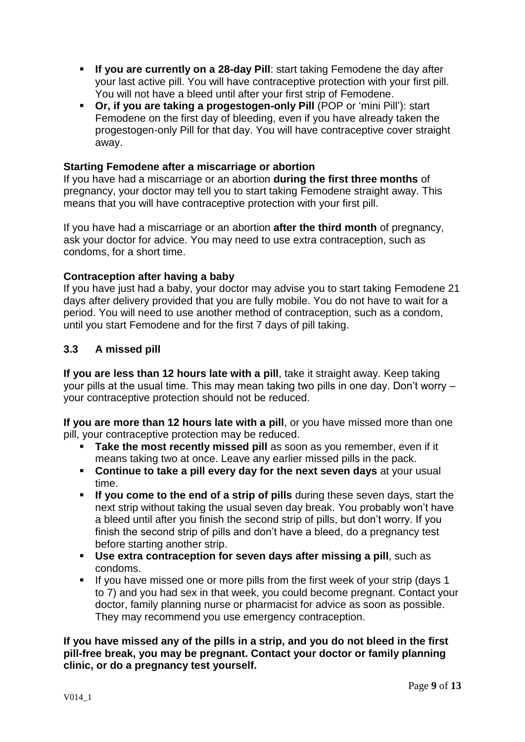- **If you are currently on a 28-day Pill**: start taking Femodene the day after your last active pill. You will have contraceptive protection with your first pill. You will not have a bleed until after your first strip of Femodene.
- **Or, if you are taking a progestogen-only Pill** (POP or 'mini Pill'): start Femodene on the first day of bleeding, even if you have already taken the progestogen-only Pill for that day. You will have contraceptive cover straight away.

**Starting Femodene after a miscarriage or abortion**

If you have had a miscarriage or an abortion **during the first three months** of pregnancy, your doctor may tell you to start taking Femodene straight away. This means that you will have contraceptive protection with your first pill.

If you have had a miscarriage or an abortion **after the third month** of pregnancy, ask your doctor for advice. You may need to use extra contraception, such as condoms, for a short time.

**Contraception after having a baby**

If you have just had a baby, your doctor may advise you to start taking Femodene 21 days after delivery provided that you are fully mobile. You do not have to wait for a period. You will need to use another method of contraception, such as a condom, until you start Femodene and for the first 7 days of pill taking.

### 3.3 A missed pill

**If you are less than 12 hours late with a pill**, take it straight away. Keep taking your pills at the usual time. This may mean taking two pills in one day. Don't worry – your contraceptive protection should not be reduced.

**If you are more than 12 hours late with a pill**, or you have missed more than one pill, your contraceptive protection may be reduced.

- **Take the most recently missed pill** as soon as you remember, even if it means taking two at once. Leave any earlier missed pills in the pack.
- **Continue to take a pill every day for the next seven days** at your usual time.
- **If you come to the end of a strip of pills** during these seven days, start the next strip without taking the usual seven day break. You probably won't have a bleed until after you finish the second strip of pills, but don't worry. If you finish the second strip of pills and don't have a bleed, do a pregnancy test before starting another strip.
- **Use extra contraception for seven days after missing a pill**, such as condoms.
- If you have missed one or more pills from the first week of your strip (days 1 to 7) and you had sex in that week, you could become pregnant. Contact your doctor, family planning nurse or pharmacist for advice as soon as possible. They may recommend you use emergency contraception.

**If you have missed any of the pills in a strip, and you do not bleed in the first pill-free break, you may be pregnant. Contact your doctor or family planning clinic, or do a pregnancy test yourself.**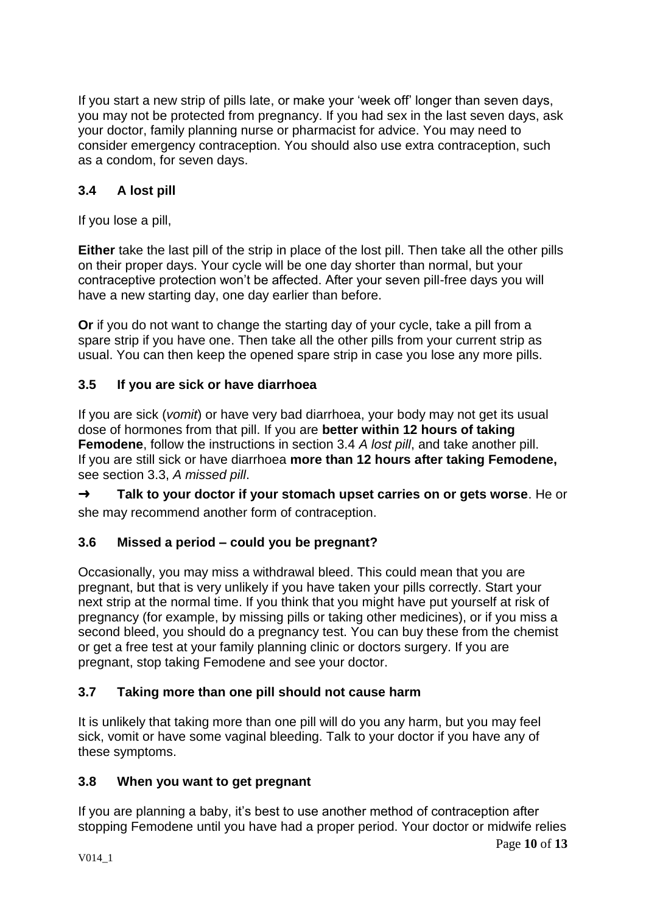If you start a new strip of pills late, or make your 'week off' longer than seven days, you may not be protected from pregnancy. If you had sex in the last seven days, ask your doctor, family planning nurse or pharmacist for advice. You may need to consider emergency contraception. You should also use extra contraception, such as a condom, for seven days.

### 3.4 A lost pill

If you lose a pill,

**Either** take the last pill of the strip in place of the lost pill. Then take all the other pills on their proper days. Your cycle will be one day shorter than normal, but your contraceptive protection won't be affected. After your seven pill-free days you will have a new starting day, one day earlier than before.

**Or** if you do not want to change the starting day of your cycle, take a pill from a spare strip if you have one. Then take all the other pills from your current strip as usual. You can then keep the opened spare strip in case you lose any more pills.

### 3.5 If you are sick or have diarrhoea

If you are sick (*vomit*) or have very bad diarrhoea, your body may not get its usual dose of hormones from that pill. If you are **better within 12 hours of taking Femodene**, follow the instructions in section 3.4 *A lost pill*, and take another pill. If you are still sick or have diarrhoea **more than 12 hours after taking Femodene,** see section 3.3, *A missed pill*.

➜ **Talk to your doctor if your stomach upset carries on or gets worse**. He or she may recommend another form of contraception.

### 3.6 Missed a period – could you be pregnant?

Occasionally, you may miss a withdrawal bleed. This could mean that you are pregnant, but that is very unlikely if you have taken your pills correctly. Start your next strip at the normal time. If you think that you might have put yourself at risk of pregnancy (for example, by missing pills or taking other medicines), or if you miss a second bleed, you should do a pregnancy test. You can buy these from the chemist or get a free test at your family planning clinic or doctors surgery. If you are pregnant, stop taking Femodene and see your doctor.

### 3.7 Taking more than one pill should not cause harm

It is unlikely that taking more than one pill will do you any harm, but you may feel sick, vomit or have some vaginal bleeding. Talk to your doctor if you have any of these symptoms.

### 3.8 When you want to get pregnant

If you are planning a baby, it's best to use another method of contraception after stopping Femodene until you have had a proper period. Your doctor or midwife relies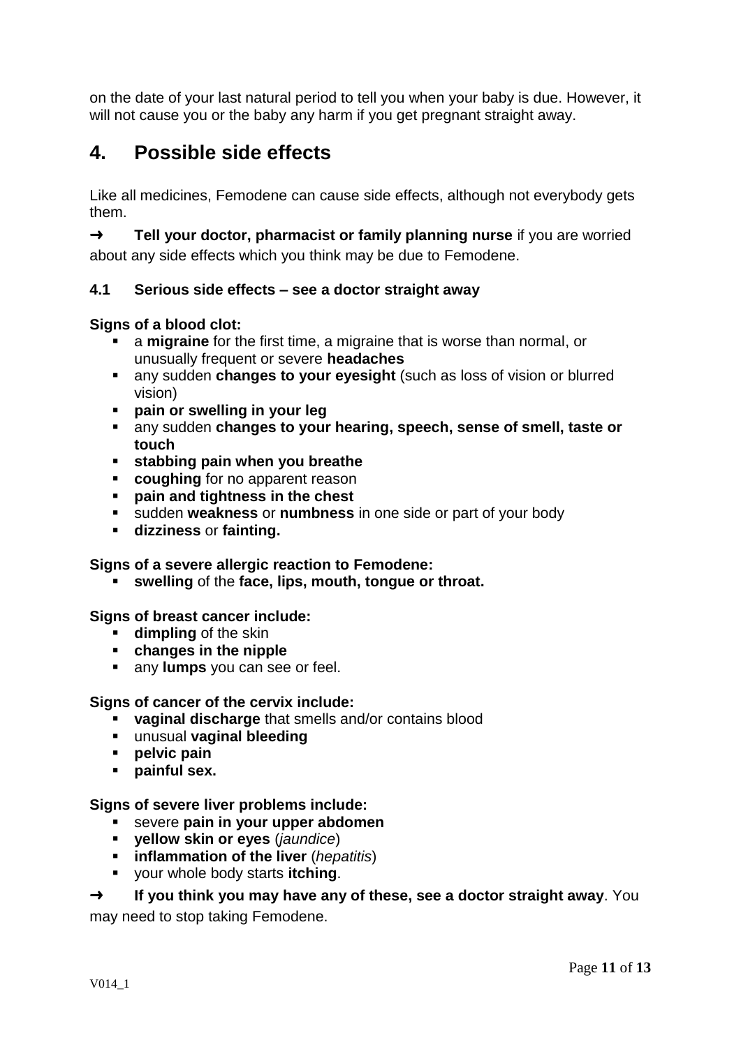on the date of your last natural period to tell you when your baby is due. However, it will not cause you or the baby any harm if you get pregnant straight away.

## 4. Possible side effects

Like all medicines, Femodene can cause side effects, although not everybody gets them.

➜ **Tell your doctor, pharmacist or family planning nurse** if you are worried about any side effects which you think may be due to Femodene.

### 4.1 Serious side effects – see a doctor straight away

**Signs of a blood clot:**

- a **migraine** for the first time, a migraine that is worse than normal, or unusually frequent or severe **headaches**
- any sudden **changes to your eyesight** (such as loss of vision or blurred vision)
- **pain or swelling in your leg**
- any sudden **changes to your hearing, speech, sense of smell, taste or touch**
- **stabbing pain when you breathe**
- **coughing** for no apparent reason
- **pain and tightness in the chest**
- sudden **weakness** or **numbness** in one side or part of your body
- **dizziness** or **fainting.**

**Signs of a severe allergic reaction to Femodene:**

- **swelling** of the **face, lips, mouth, tongue or throat.**

**Signs of breast cancer include:**

- **dimpling** of the skin
- **changes in the nipple**
- any **lumps** you can see or feel.

**Signs of cancer of the cervix include:**

- **vaginal discharge** that smells and/or contains blood
- unusual **vaginal bleeding**
- **pelvic pain**
- **painful sex.**

**Signs of severe liver problems include:**

- severe **pain in your upper abdomen**
- **yellow skin or eyes** (*jaundice*)
- **inflammation of the liver** (*hepatitis*)
- your whole body starts **itching**.

➜ **If you think you may have any of these, see a doctor straight away**. You may need to stop taking Femodene.

V014_1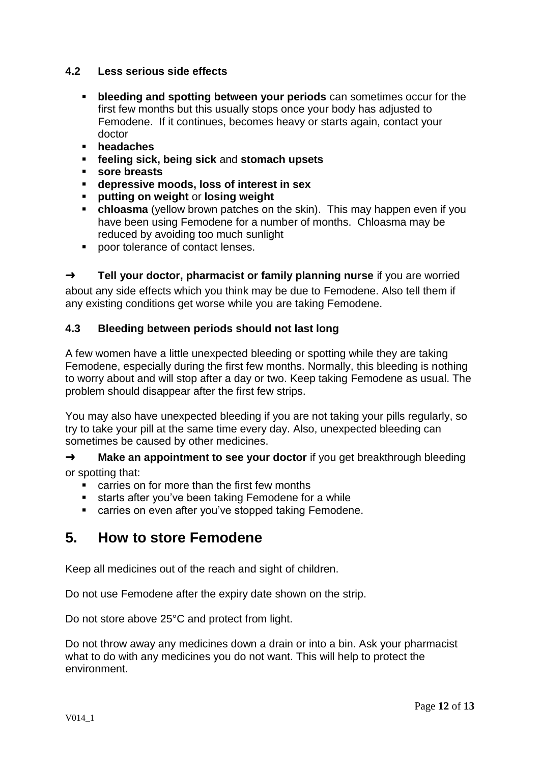### 4.2 Less serious side effects

- **bleeding and spotting between your periods** can sometimes occur for the first few months but this usually stops once your body has adjusted to Femodene. If it continues, becomes heavy or starts again, contact your doctor
- **headaches**
- **feeling sick, being sick** and **stomach upsets**
- **sore breasts**
- **depressive moods, loss of interest in sex**
- **putting on weight** or **losing weight**
- **chloasma** (yellow brown patches on the skin). This may happen even if you have been using Femodene for a number of months. Chloasma may be reduced by avoiding too much sunlight
- poor tolerance of contact lenses.

➜ **Tell your doctor, pharmacist or family planning nurse** if you are worried about any side effects which you think may be due to Femodene. Also tell them if any existing conditions get worse while you are taking Femodene.

### 4.3 Bleeding between periods should not last long

A few women have a little unexpected bleeding or spotting while they are taking Femodene, especially during the first few months. Normally, this bleeding is nothing to worry about and will stop after a day or two. Keep taking Femodene as usual. The problem should disappear after the first few strips.

You may also have unexpected bleeding if you are not taking your pills regularly, so try to take your pill at the same time every day. Also, unexpected bleeding can sometimes be caused by other medicines.

➜ **Make an appointment to see your doctor** if you get breakthrough bleeding or spotting that:

- carries on for more than the first few months
- starts after you've been taking Femodene for a while
- carries on even after you've stopped taking Femodene.

## 5. How to store Femodene

Keep all medicines out of the reach and sight of children.

Do not use Femodene after the expiry date shown on the strip.

Do not store above 25°C and protect from light.

Do not throw away any medicines down a drain or into a bin. Ask your pharmacist what to do with any medicines you do not want. This will help to protect the environment.

V014_1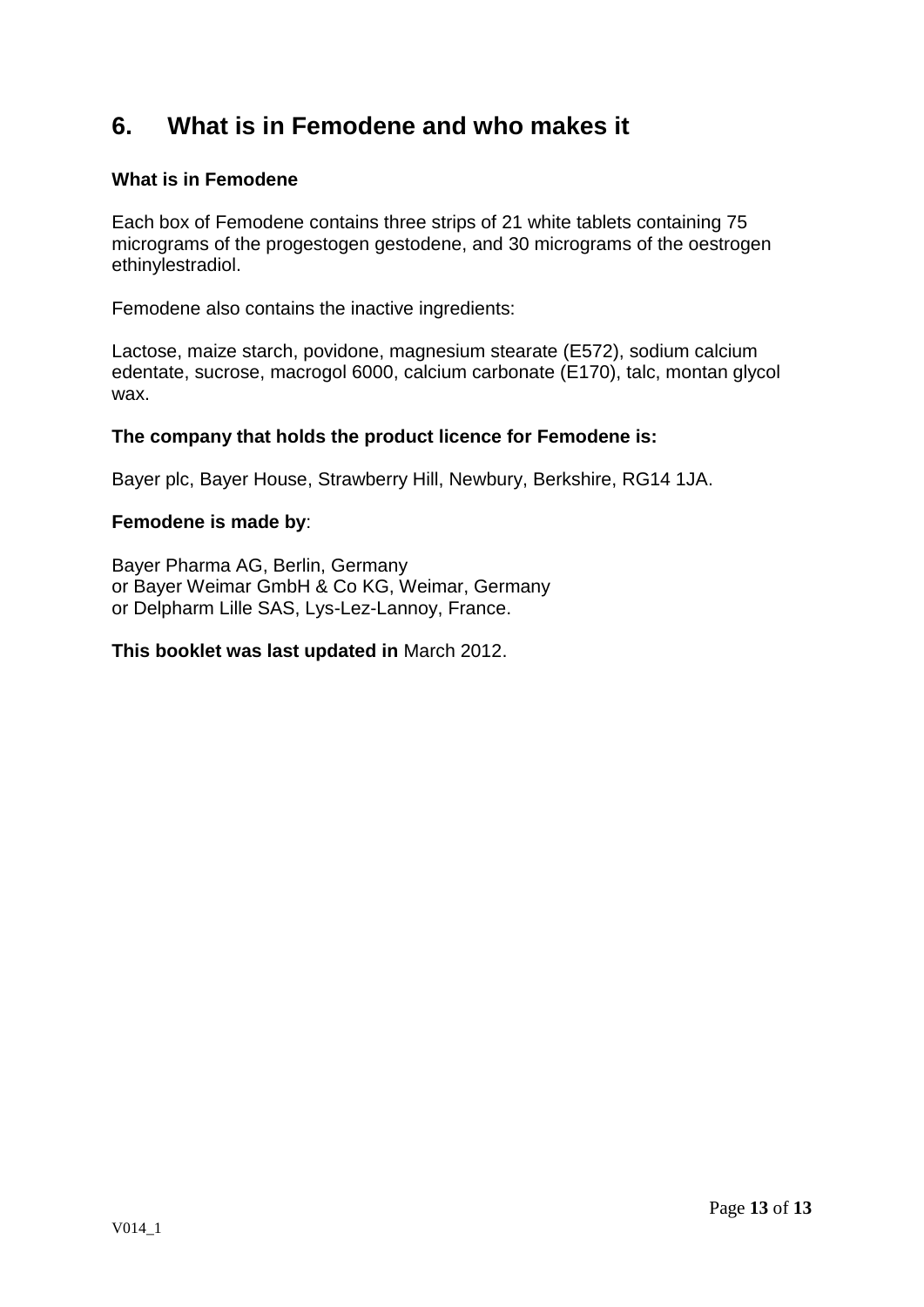## 6. What is in Femodene and who makes it

**What is in Femodene**

Each box of Femodene contains three strips of 21 white tablets containing 75 micrograms of the progestogen gestodene, and 30 micrograms of the oestrogen ethinylestradiol.

Femodene also contains the inactive ingredients:

Lactose, maize starch, povidone, magnesium stearate (E572), sodium calcium edentate, sucrose, macrogol 6000, calcium carbonate (E170), talc, montan glycol wax.

**The company that holds the product licence for Femodene is:**

Bayer plc, Bayer House, Strawberry Hill, Newbury, Berkshire, RG14 1JA.

**Femodene is made by**:

Bayer Pharma AG, Berlin, Germany
or Bayer Weimar GmbH & Co KG, Weimar, Germany
or Delpharm Lille SAS, Lys-Lez-Lannoy, France.

**This booklet was last updated in** March 2012.

V014_1